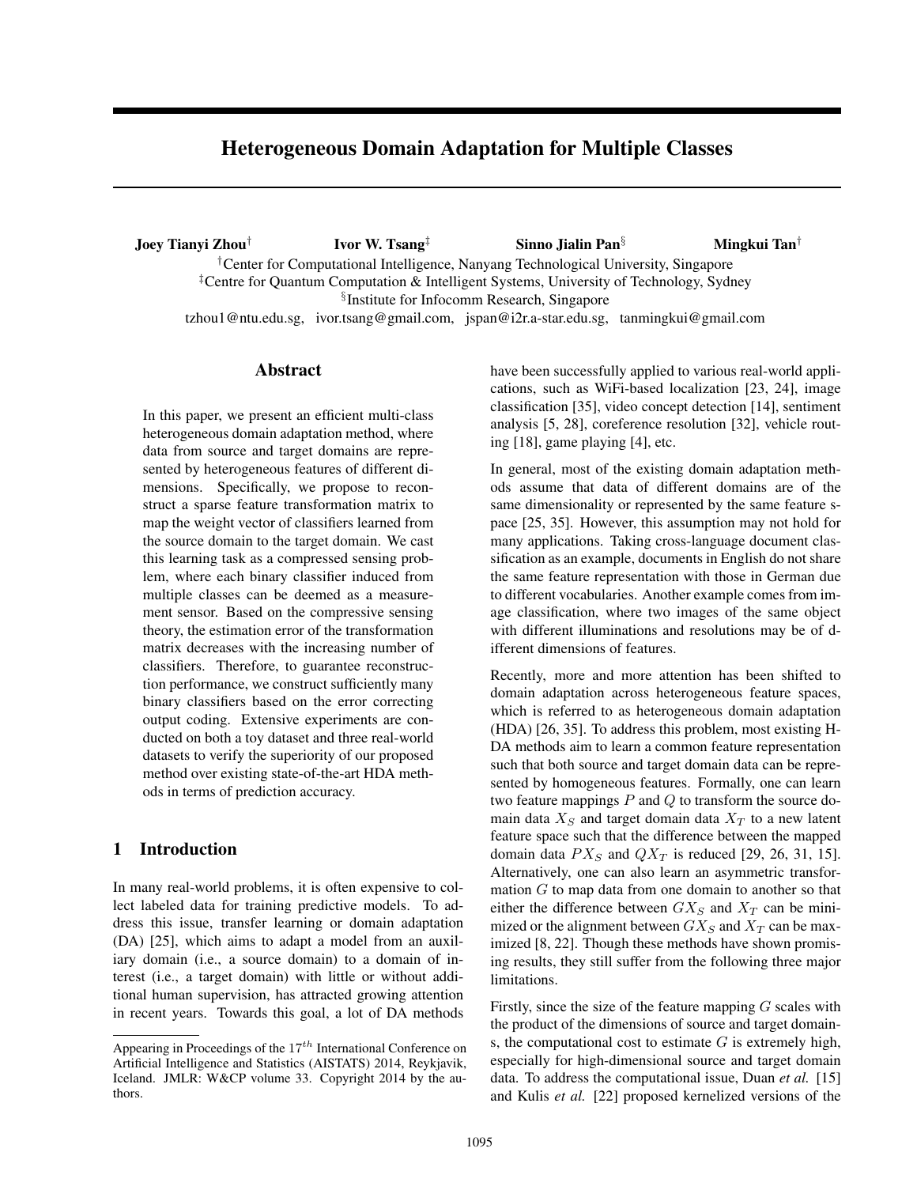# Heterogeneous Domain Adaptation for Multiple Classes

**Joey Tianyi Zhou**[†] **Ivor W. Tsang**[‡] **Sinno Jialin Pan**[§] **Mingkui Tan**[†]

[†]Center for Computational Intelligence, Nanyang Technological University, Singapore
[‡]Centre for Quantum Computation & Intelligent Systems, University of Technology, Sydney
[§]Institute for Infocomm Research, Singapore
tzhou1@ntu.edu.sg, ivor.tsang@gmail.com, jspan@i2r.a-star.edu.sg, tanmingkui@gmail.com

## Abstract

In this paper, we present an efficient multi-class heterogeneous domain adaptation method, where data from source and target domains are represented by heterogeneous features of different dimensions. Specifically, we propose to reconstruct a sparse feature transformation matrix to map the weight vector of classifiers learned from the source domain to the target domain. We cast this learning task as a compressed sensing problem, where each binary classifier induced from multiple classes can be deemed as a measurement sensor. Based on the compressive sensing theory, the estimation error of the transformation matrix decreases with the increasing number of classifiers. Therefore, to guarantee reconstruction performance, we construct sufficiently many binary classifiers based on the error correcting output coding. Extensive experiments are conducted on both a toy dataset and three real-world datasets to verify the superiority of our proposed method over existing state-of-the-art HDA methods in terms of prediction accuracy.

## 1 Introduction

In many real-world problems, it is often expensive to collect labeled data for training predictive models. To address this issue, transfer learning or domain adaptation (DA) [25], which aims to adapt a model from an auxiliary domain (i.e., a source domain) to a domain of interest (i.e., a target domain) with little or without additional human supervision, has attracted growing attention in recent years. Towards this goal, a lot of DA methods have been successfully applied to various real-world applications, such as WiFi-based localization [23, 24], image classification [35], video concept detection [14], sentiment analysis [5, 28], coreference resolution [32], vehicle routing [18], game playing [4], etc.

In general, most of the existing domain adaptation methods assume that data of different domains are of the same dimensionality or represented by the same feature space [25, 35]. However, this assumption may not hold for many applications. Taking cross-language document classification as an example, documents in English do not share the same feature representation with those in German due to different vocabularies. Another example comes from image classification, where two images of the same object with different illuminations and resolutions may be of different dimensions of features.

Recently, more and more attention has been shifted to domain adaptation across heterogeneous feature spaces, which is referred to as heterogeneous domain adaptation (HDA) [26, 35]. To address this problem, most existing HDA methods aim to learn a common feature representation such that both source and target domain data can be represented by homogeneous features. Formally, one can learn two feature mappings $P$ and $Q$ to transform the source domain data $X_S$ and target domain data $X_T$ to a new latent feature space such that the difference between the mapped domain data $PX_S$ and $QX_T$ is reduced [29, 26, 31, 15]. Alternatively, one can also learn an asymmetric transformation $G$ to map data from one domain to another so that either the difference between $GX_S$ and $X_T$ can be minimized or the alignment between $GX_S$ and $X_T$ can be maximized [8, 22]. Though these methods have shown promising results, they still suffer from the following three major limitations.

Firstly, since the size of the feature mapping $G$ scales with the product of the dimensions of source and target domains, the computational cost to estimate $G$ is extremely high, especially for high-dimensional source and target domain data. To address the computational issue, Duan *et al.* [15] and Kulis *et al.* [22] proposed kernelized versions of the

Appearing in Proceedings of the $17^{th}$ International Conference on Artificial Intelligence and Statistics (AISTATS) 2014, Reykjavik, Iceland. JMLR: W&CP volume 33. Copyright 2014 by the authors.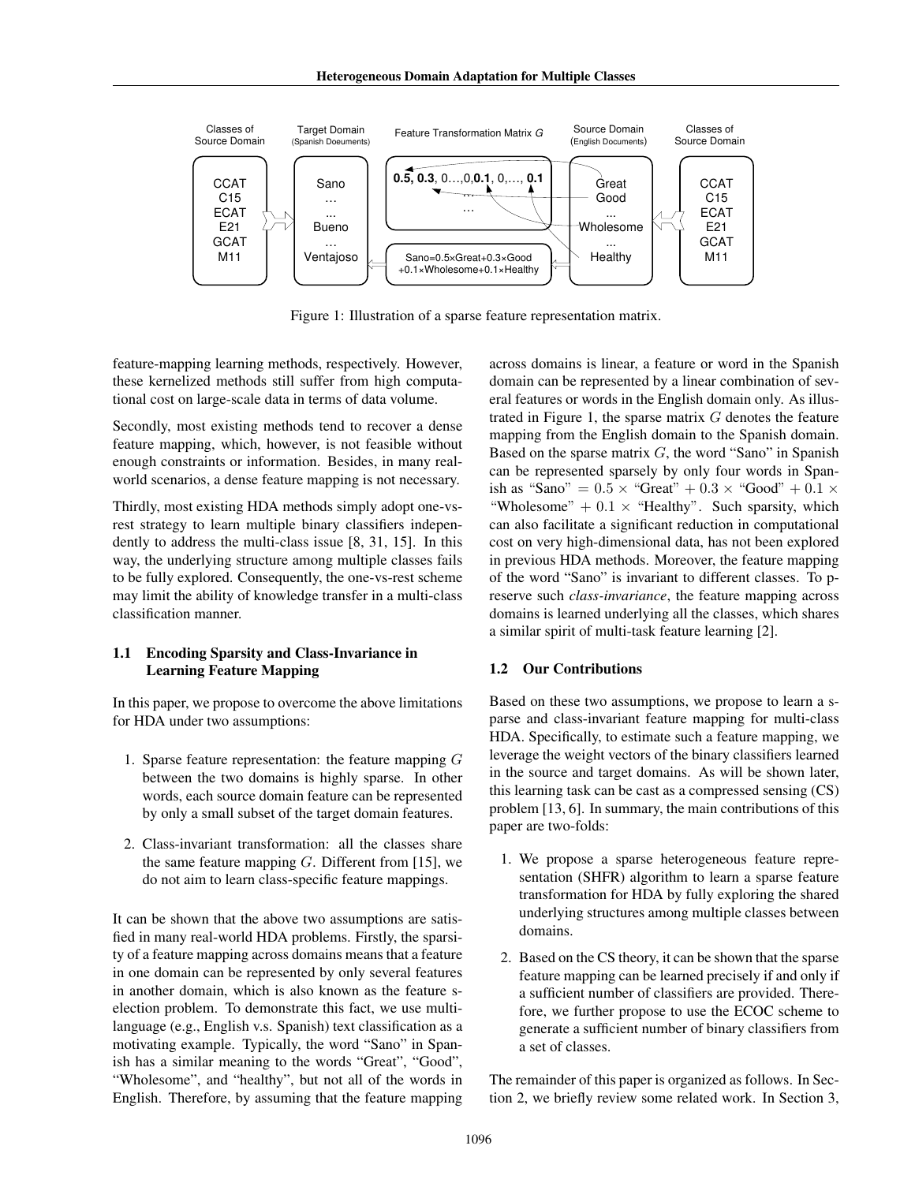Figure 1: Illustration of a sparse feature representation matrix.

feature-mapping learning methods, respectively. However, these kernelized methods still suffer from high computational cost on large-scale data in terms of data volume.

Secondly, most existing methods tend to recover a dense feature mapping, which, however, is not feasible without enough constraints or information. Besides, in many real-world scenarios, a dense feature mapping is not necessary.

Thirdly, most existing HDA methods simply adopt one-vs-rest strategy to learn multiple binary classifiers independently to address the multi-class issue [8, 31, 15]. In this way, the underlying structure among multiple classes fails to be fully explored. Consequently, the one-vs-rest scheme may limit the ability of knowledge transfer in a multi-class classification manner.

### 1.1 Encoding Sparsity and Class-Invariance in Learning Feature Mapping

In this paper, we propose to overcome the above limitations for HDA under two assumptions:

1. Sparse feature representation: the feature mapping $G$ between the two domains is highly sparse. In other words, each source domain feature can be represented by only a small subset of the target domain features.
2. Class-invariant transformation: all the classes share the same feature mapping $G$. Different from [15], we do not aim to learn class-specific feature mappings.

It can be shown that the above two assumptions are satisfied in many real-world HDA problems. Firstly, the sparsity of a feature mapping across domains means that a feature in one domain can be represented by only several features in another domain, which is also known as the feature selection problem. To demonstrate this fact, we use multi-language (e.g., English v.s. Spanish) text classification as a motivating example. Typically, the word "Sano" in Spanish has a similar meaning to the words "Great", "Good", "Wholesome", and "healthy", but not all of the words in English. Therefore, by assuming that the feature mapping across domains is linear, a feature or word in the Spanish domain can be represented by a linear combination of several features or words in the English domain only. As illustrated in Figure 1, the sparse matrix $G$ denotes the feature mapping from the English domain to the Spanish domain. Based on the sparse matrix $G$, the word "Sano" in Spanish can be represented sparsely by only four words in Spanish as "Sano" $= 0.5 \times$ "Great" $+ 0.3 \times$ "Good" $+ 0.1 \times$ "Wholesome" $+ 0.1 \times$ "Healthy". Such sparsity, which can also facilitate a significant reduction in computational cost on very high-dimensional data, has not been explored in previous HDA methods. Moreover, the feature mapping of the word "Sano" is invariant to different classes. To preserve such *class-invariance*, the feature mapping across domains is learned underlying all the classes, which shares a similar spirit of multi-task feature learning [2].

### 1.2 Our Contributions

Based on these two assumptions, we propose to learn a sparse and class-invariant feature mapping for multi-class HDA. Specifically, to estimate such a feature mapping, we leverage the weight vectors of the binary classifiers learned in the source and target domains. As will be shown later, this learning task can be cast as a compressed sensing (CS) problem [13, 6]. In summary, the main contributions of this paper are two-folds:

1. We propose a sparse heterogeneous feature representation (SHFR) algorithm to learn a sparse feature transformation for HDA by fully exploring the shared underlying structures among multiple classes between domains.
2. Based on the CS theory, it can be shown that the sparse feature mapping can be learned precisely if and only if a sufficient number of classifiers are provided. Therefore, we further propose to use the ECOC scheme to generate a sufficient number of binary classifiers from a set of classes.

The remainder of this paper is organized as follows. In Section 2, we briefly review some related work. In Section 3,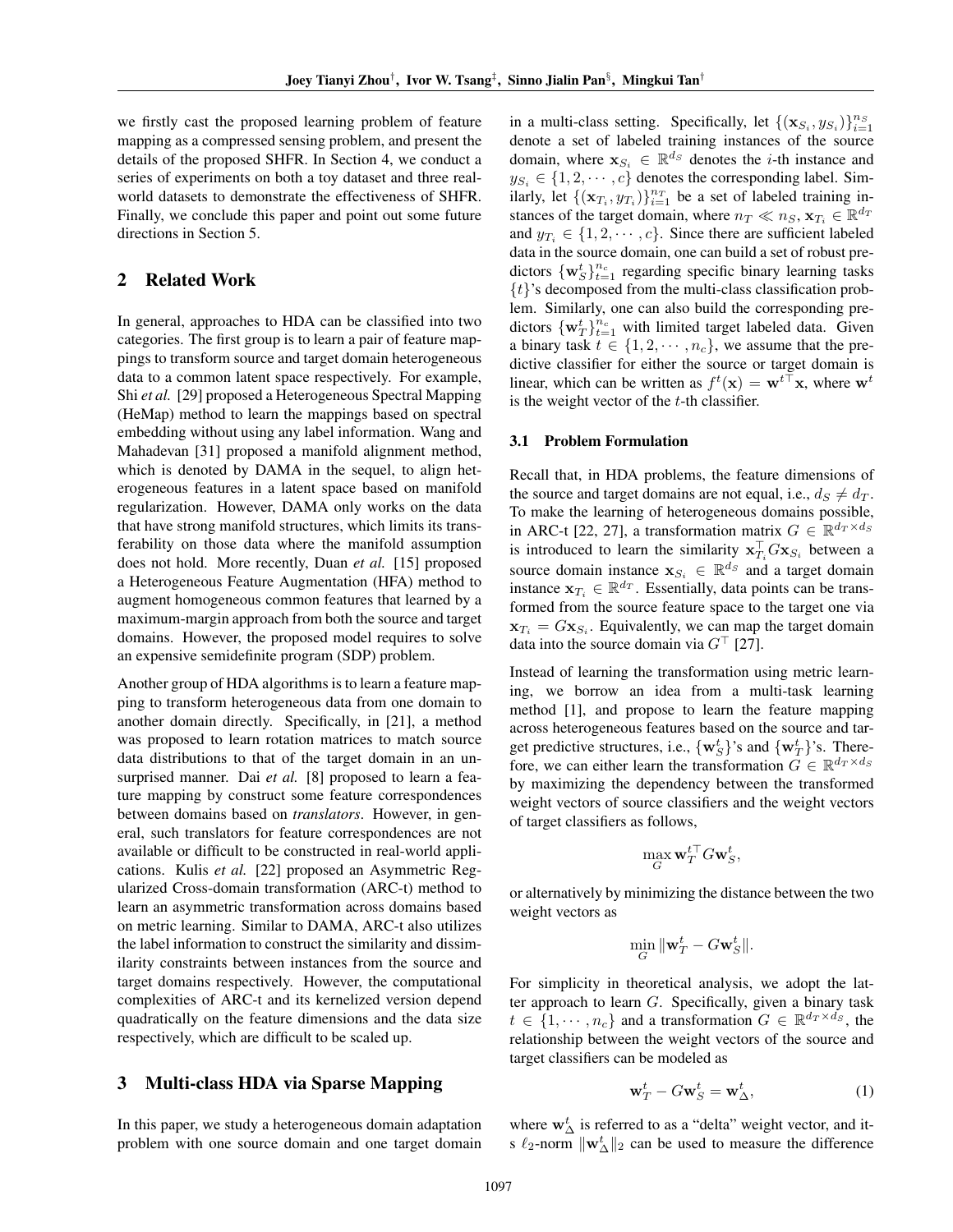we firstly cast the proposed learning problem of feature mapping as a compressed sensing problem, and present the details of the proposed SHFR. In Section 4, we conduct a series of experiments on both a toy dataset and three real-world datasets to demonstrate the effectiveness of SHFR. Finally, we conclude this paper and point out some future directions in Section 5.

## 2 Related Work

In general, approaches to HDA can be classified into two categories. The first group is to learn a pair of feature mappings to transform source and target domain heterogeneous data to a common latent space respectively. For example, Shi *et al.* [29] proposed a Heterogeneous Spectral Mapping (HeMap) method to learn the mappings based on spectral embedding without using any label information. Wang and Mahadevan [31] proposed a manifold alignment method, which is denoted by DAMA in the sequel, to align heterogeneous features in a latent space based on manifold regularization. However, DAMA only works on the data that have strong manifold structures, which limits its transferability on those data where the manifold assumption does not hold. More recently, Duan *et al.* [15] proposed a Heterogeneous Feature Augmentation (HFA) method to augment homogeneous common features that learned by a maximum-margin approach from both the source and target domains. However, the proposed model requires to solve an expensive semidefinite program (SDP) problem.

Another group of HDA algorithms is to learn a feature mapping to transform heterogeneous data from one domain to another domain directly. Specifically, in [21], a method was proposed to learn rotation matrices to match source data distributions to that of the target domain in an unsurprised manner. Dai *et al.* [8] proposed to learn a feature mapping by construct some feature correspondences between domains based on *translators*. However, in general, such translators for feature correspondences are not available or difficult to be constructed in real-world applications. Kulis *et al.* [22] proposed an Asymmetric Regularized Cross-domain transformation (ARC-t) method to learn an asymmetric transformation across domains based on metric learning. Similar to DAMA, ARC-t also utilizes the label information to construct the similarity and dissimilarity constraints between instances from the source and target domains respectively. However, the computational complexities of ARC-t and its kernelized version depend quadratically on the feature dimensions and the data size respectively, which are difficult to be scaled up.

## 3 Multi-class HDA via Sparse Mapping

In this paper, we study a heterogeneous domain adaptation problem with one source domain and one target domain in a multi-class setting. Specifically, let $\{(\mathbf{x}_{S_i}, y_{S_i})\}_{i=1}^{n_S}$ denote a set of labeled training instances of the source domain, where $\mathbf{x}_{S_i} \in \mathbb{R}^{d_S}$ denotes the $i$-th instance and $y_{S_i} \in \{1, 2, \cdots, c\}$ denotes the corresponding label. Similarly, let $\{(\mathbf{x}_{T_i}, y_{T_i})\}_{i=1}^{n_T}$ be a set of labeled training instances of the target domain, where $n_T \ll n_S$, $\mathbf{x}_{T_i} \in \mathbb{R}^{d_T}$ and $y_{T_i} \in \{1, 2, \cdots, c\}$. Since there are sufficient labeled data in the source domain, one can build a set of robust predictors $\{\mathbf{w}_S^t\}_{t=1}^{n_c}$ regarding specific binary learning tasks $\{t\}$'s decomposed from the multi-class classification problem. Similarly, one can also build the corresponding predictors $\{\mathbf{w}_T^t\}_{t=1}^{n_c}$ with limited target labeled data. Given a binary task $t \in \{1, 2, \cdots, n_c\}$, we assume that the predictive classifier for either the source or target domain is linear, which can be written as $f^t(\mathbf{x}) = \mathbf{w}^{t\top}\mathbf{x}$, where $\mathbf{w}^t$ is the weight vector of the $t$-th classifier.

### 3.1 Problem Formulation

Recall that, in HDA problems, the feature dimensions of the source and target domains are not equal, i.e., $d_S \neq d_T$. To make the learning of heterogeneous domains possible, in ARC-t [22, 27], a transformation matrix $G \in \mathbb{R}^{d_T \times d_S}$ is introduced to learn the similarity $\mathbf{x}_{T_i}^\top G \mathbf{x}_{S_i}$ between a source domain instance $\mathbf{x}_{S_i} \in \mathbb{R}^{d_S}$ and a target domain instance $\mathbf{x}_{T_i} \in \mathbb{R}^{d_T}$. Essentially, data points can be transformed from the source feature space to the target one via $\mathbf{x}_{T_i} = G\mathbf{x}_{S_i}$. Equivalently, we can map the target domain data into the source domain via $G^\top$ [27].

Instead of learning the transformation using metric learning, we borrow an idea from a multi-task learning method [1], and propose to learn the feature mapping across heterogeneous features based on the source and target predictive structures, i.e., $\{\mathbf{w}_S^t\}$'s and $\{\mathbf{w}_T^t\}$'s. Therefore, we can either learn the transformation $G \in \mathbb{R}^{d_T \times d_S}$ by maximizing the dependency between the transformed weight vectors of source classifiers and the weight vectors of target classifiers as follows,

$$\max_G \mathbf{w}_T^{t\top} G \mathbf{w}_S^t,$$

or alternatively by minimizing the distance between the two weight vectors as

$$\min_G \|\mathbf{w}_T^t - G\mathbf{w}_S^t\|.$$

For simplicity in theoretical analysis, we adopt the latter approach to learn $G$. Specifically, given a binary task $t \in \{1, \cdots, n_c\}$ and a transformation $G \in \mathbb{R}^{d_T \times d_S}$, the relationship between the weight vectors of the source and target classifiers can be modeled as

$$\mathbf{w}_T^t - G\mathbf{w}_S^t = \mathbf{w}_\Delta^t, \tag{1}$$

where $\mathbf{w}_\Delta^t$ is referred to as a "delta" weight vector, and its $\ell_2$-norm $\|\mathbf{w}_\Delta^t\|_2$ can be used to measure the difference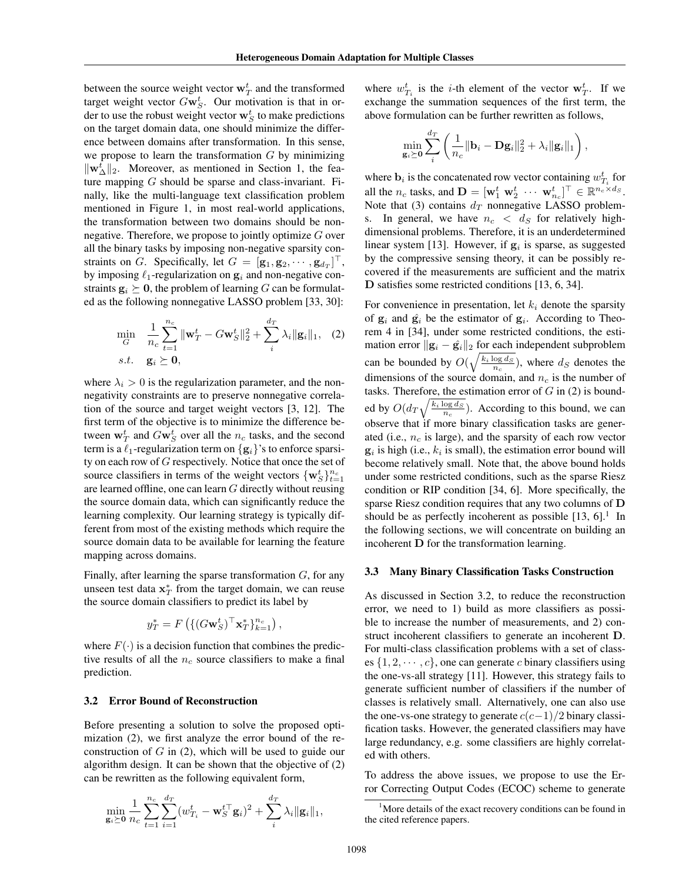between the source weight vector $\mathbf{w}_T^t$ and the transformed target weight vector $G\mathbf{w}_S^t$. Our motivation is that in order to use the robust weight vector $\mathbf{w}_S^t$ to make predictions on the target domain data, one should minimize the difference between domains after transformation. In this sense, we propose to learn the transformation $G$ by minimizing $\|\mathbf{w}_\Delta^t\|_2$. Moreover, as mentioned in Section 1, the feature mapping $G$ should be sparse and class-invariant. Finally, like the multi-language text classification problem mentioned in Figure 1, in most real-world applications, the transformation between two domains should be nonnegative. Therefore, we propose to jointly optimize $G$ over all the binary tasks by imposing non-negative sparsity constraints on $G$. Specifically, let $G = [\mathbf{g}_1, \mathbf{g}_2, \cdots, \mathbf{g}_{d_T}]^\top$, by imposing $\ell_1$-regularization on $\mathbf{g}_i$ and non-negative constraints $\mathbf{g}_i \succeq \mathbf{0}$, the problem of learning $G$ can be formulated as the following nonnegative LASSO problem [33, 30]:

$$\min_{G} \quad \frac{1}{n_c}\sum_{t=1}^{n_c} \|\mathbf{w}_T^t - G\mathbf{w}_S^t\|_2^2 + \sum_{i}^{d_T} \lambda_i \|\mathbf{g}_i\|_1, \quad (2)$$
$$s.t. \quad \mathbf{g}_i \succeq \mathbf{0},$$

where $\lambda_i > 0$ is the regularization parameter, and the nonnegativity constraints are to preserve nonnegative correlation of the source and target weight vectors [3, 12]. The first term of the objective is to minimize the difference between $\mathbf{w}_T^t$ and $G\mathbf{w}_S^t$ over all the $n_c$ tasks, and the second term is a $\ell_1$-regularization term on $\{\mathbf{g}_i\}$'s to enforce sparsity on each row of $G$ respectively. Notice that once the set of source classifiers in terms of the weight vectors $\{\mathbf{w}_S^t\}_{t=1}^{n_c}$ are learned offline, one can learn $G$ directly without reusing the source domain data, which can significantly reduce the learning complexity. Our learning strategy is typically different from most of the existing methods which require the source domain data to be available for learning the feature mapping across domains.

Finally, after learning the sparse transformation $G$, for any unseen test data $\mathbf{x}_T^*$ from the target domain, we can reuse the source domain classifiers to predict its label by

$$y_T^* = F\left(\{(G\mathbf{w}_S^t)^\top \mathbf{x}_T^*\}_{k=1}^{n_c}\right),$$

where $F(\cdot)$ is a decision function that combines the predictive results of all the $n_c$ source classifiers to make a final prediction.

### 3.2 Error Bound of Reconstruction

Before presenting a solution to solve the proposed optimization (2), we first analyze the error bound of the reconstruction of $G$ in (2), which will be used to guide our algorithm design. It can be shown that the objective of (2) can be rewritten as the following equivalent form,

$$\min_{\mathbf{g}_i \succeq \mathbf{0}} \frac{1}{n_c}\sum_{t=1}^{n_c}\sum_{i=1}^{d_T}(w_{T_i}^t - \mathbf{w}_S^{t\top}\mathbf{g}_i)^2 + \sum_{i}^{d_T}\lambda_i\|\mathbf{g}_i\|_1,$$

where $w_{T_i}^t$ is the $i$-th element of the vector $\mathbf{w}_T^t$. If we exchange the summation sequences of the first term, the above formulation can be further rewritten as follows,

$$\min_{\mathbf{g}_i \succeq \mathbf{0}} \sum_{i}^{d_T}\left(\frac{1}{n_c}\|\mathbf{b}_i - \mathbf{D}\mathbf{g}_i\|_2^2 + \lambda_i\|\mathbf{g}_i\|_1\right),$$

where $\mathbf{b}_i$ is the concatenated row vector containing $w_{T_i}^t$ for all the $n_c$ tasks, and $\mathbf{D} = [\mathbf{w}_1^t \ \mathbf{w}_2^t \ \cdots \ \mathbf{w}_{n_c}^t]^\top \in \mathbb{R}^{n_c \times d_S}$. Note that (3) contains $d_T$ nonnegative LASSO problems. In general, we have $n_c < d_S$ for relatively high-dimensional problems. Therefore, it is an underdetermined linear system [13]. However, if $\mathbf{g}_i$ is sparse, as suggested by the compressive sensing theory, it can be possibly recovered if the measurements are sufficient and the matrix $\mathbf{D}$ satisfies some restricted conditions [13, 6, 34].

For convenience in presentation, let $k_i$ denote the sparsity of $\mathbf{g}_i$ and $\hat{\mathbf{g}_i}$ be the estimator of $\mathbf{g}_i$. According to Theorem 4 in [34], under some restricted conditions, the estimation error $\|\mathbf{g}_i - \hat{\mathbf{g}_i}\|_2$ for each independent subproblem can be bounded by $O(\sqrt{\frac{k_i \log d_S}{n_c}})$, where $d_S$ denotes the dimensions of the source domain, and $n_c$ is the number of tasks. Therefore, the estimation error of $G$ in (2) is bounded by $O(d_T\sqrt{\frac{k_i \log d_S}{n_c}})$. According to this bound, we can observe that if more binary classification tasks are generated (i.e., $n_c$ is large), and the sparsity of each row vector $\mathbf{g}_i$ is high (i.e., $k_i$ is small), the estimation error bound will become relatively small. Note that, the above bound holds under some restricted conditions, such as the sparse Riesz condition or RIP condition [34, 6]. More specifically, the sparse Riesz condition requires that any two columns of $\mathbf{D}$ should be as perfectly incoherent as possible [13, 6].[1] In the following sections, we will concentrate on building an incoherent $\mathbf{D}$ for the transformation learning.

### 3.3 Many Binary Classification Tasks Construction

As discussed in Section 3.2, to reduce the reconstruction error, we need to 1) build as more classifiers as possible to increase the number of measurements, and 2) construct incoherent classifiers to generate an incoherent $\mathbf{D}$. For multi-class classification problems with a set of classes $\{1, 2, \cdots, c\}$, one can generate $c$ binary classifiers using the one-vs-all strategy [11]. However, this strategy fails to generate sufficient number of classifiers if the number of classes is relatively small. Alternatively, one can also use the one-vs-one strategy to generate $c(c-1)/2$ binary classification tasks. However, the generated classifiers may have large redundancy, e.g. some classifiers are highly correlated with others.

To address the above issues, we propose to use the Error Correcting Output Codes (ECOC) scheme to generate

[1] More details of the exact recovery conditions can be found in the cited reference papers.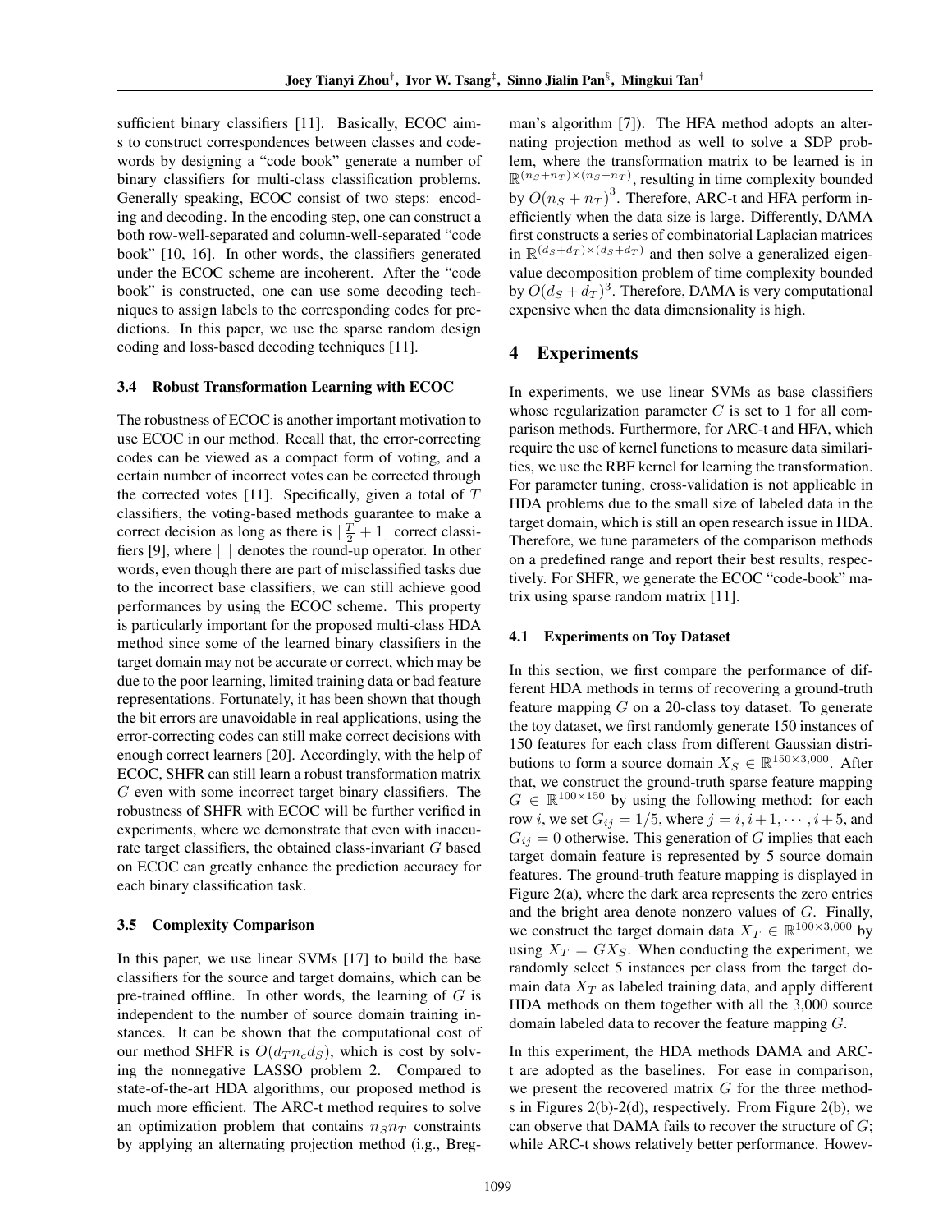sufficient binary classifiers [11]. Basically, ECOC aims to construct correspondences between classes and codewords by designing a "code book" generate a number of binary classifiers for multi-class classification problems. Generally speaking, ECOC consist of two steps: encoding and decoding. In the encoding step, one can construct a both row-well-separated and column-well-separated "code book" [10, 16]. In other words, the classifiers generated under the ECOC scheme are incoherent. After the "code book" is constructed, one can use some decoding techniques to assign labels to the corresponding codes for predictions. In this paper, we use the sparse random design coding and loss-based decoding techniques [11].

### 3.4 Robust Transformation Learning with ECOC

The robustness of ECOC is another important motivation to use ECOC in our method. Recall that, the error-correcting codes can be viewed as a compact form of voting, and a certain number of incorrect votes can be corrected through the corrected votes [11]. Specifically, given a total of $T$ classifiers, the voting-based methods guarantee to make a correct decision as long as there is $\lfloor \frac{T}{2} + 1 \rfloor$ correct classifiers [9], where $\lfloor \; \rfloor$ denotes the round-up operator. In other words, even though there are part of misclassified tasks due to the incorrect base classifiers, we can still achieve good performances by using the ECOC scheme. This property is particularly important for the proposed multi-class HDA method since some of the learned binary classifiers in the target domain may not be accurate or correct, which may be due to the poor learning, limited training data or bad feature representations. Fortunately, it has been shown that though the bit errors are unavoidable in real applications, using the error-correcting codes can still make correct decisions with enough correct learners [20]. Accordingly, with the help of ECOC, SHFR can still learn a robust transformation matrix $G$ even with some incorrect target binary classifiers. The robustness of SHFR with ECOC will be further verified in experiments, where we demonstrate that even with inaccurate target classifiers, the obtained class-invariant $G$ based on ECOC can greatly enhance the prediction accuracy for each binary classification task.

### 3.5 Complexity Comparison

In this paper, we use linear SVMs [17] to build the base classifiers for the source and target domains, which can be pre-trained offline. In other words, the learning of $G$ is independent to the number of source domain training instances. It can be shown that the computational cost of our method SHFR is $O(d_T n_c d_S)$, which is cost by solving the nonnegative LASSO problem 2. Compared to state-of-the-art HDA algorithms, our proposed method is much more efficient. The ARC-t method requires to solve an optimization problem that contains $n_S n_T$ constraints by applying an alternating projection method (i.e., Bregman's algorithm [7]). The HFA method adopts an alternating projection method as well to solve a SDP problem, where the transformation matrix to be learned is in $\mathbb{R}^{(n_S+n_T)\times(n_S+n_T)}$, resulting in time complexity bounded by $O(n_S + n_T)^3$. Therefore, ARC-t and HFA perform inefficiently when the data size is large. Differently, DAMA first constructs a series of combinatorial Laplacian matrices in $\mathbb{R}^{(d_S+d_T)\times(d_S+d_T)}$ and then solve a generalized eigenvalue decomposition problem of time complexity bounded by $O(d_S + d_T)^3$. Therefore, DAMA is very computational expensive when the data dimensionality is high.

## 4 Experiments

In experiments, we use linear SVMs as base classifiers whose regularization parameter $C$ is set to 1 for all comparison methods. Furthermore, for ARC-t and HFA, which require the use of kernel functions to measure data similarities, we use the RBF kernel for learning the transformation. For parameter tuning, cross-validation is not applicable in HDA problems due to the small size of labeled data in the target domain, which is still an open research issue in HDA. Therefore, we tune parameters of the comparison methods on a predefined range and report their best results, respectively. For SHFR, we generate the ECOC "code-book" matrix using sparse random matrix [11].

### 4.1 Experiments on Toy Dataset

In this section, we first compare the performance of different HDA methods in terms of recovering a ground-truth feature mapping $G$ on a 20-class toy dataset. To generate the toy dataset, we first randomly generate 150 instances of 150 features for each class from different Gaussian distributions to form a source domain $X_S \in \mathbb{R}^{150\times 3,000}$. After that, we construct the ground-truth sparse feature mapping $G \in \mathbb{R}^{100\times 150}$ by using the following method: for each row $i$, we set $G_{ij} = 1/5$, where $j = i, i+1, \cdots, i+5$, and $G_{ij} = 0$ otherwise. This generation of $G$ implies that each target domain feature is represented by 5 source domain features. The ground-truth feature mapping is displayed in Figure 2(a), where the dark area represents the zero entries and the bright area denote nonzero values of $G$. Finally, we construct the target domain data $X_T \in \mathbb{R}^{100\times 3,000}$ by using $X_T = GX_S$. When conducting the experiment, we randomly select 5 instances per class from the target domain data $X_T$ as labeled training data, and apply different HDA methods on them together with all the 3,000 source domain labeled data to recover the feature mapping $G$.

In this experiment, the HDA methods DAMA and ARC-t are adopted as the baselines. For ease in comparison, we present the recovered matrix $G$ for the three methods in Figures 2(b)-2(d), respectively. From Figure 2(b), we can observe that DAMA fails to recover the structure of $G$; while ARC-t shows relatively better performance. Howev-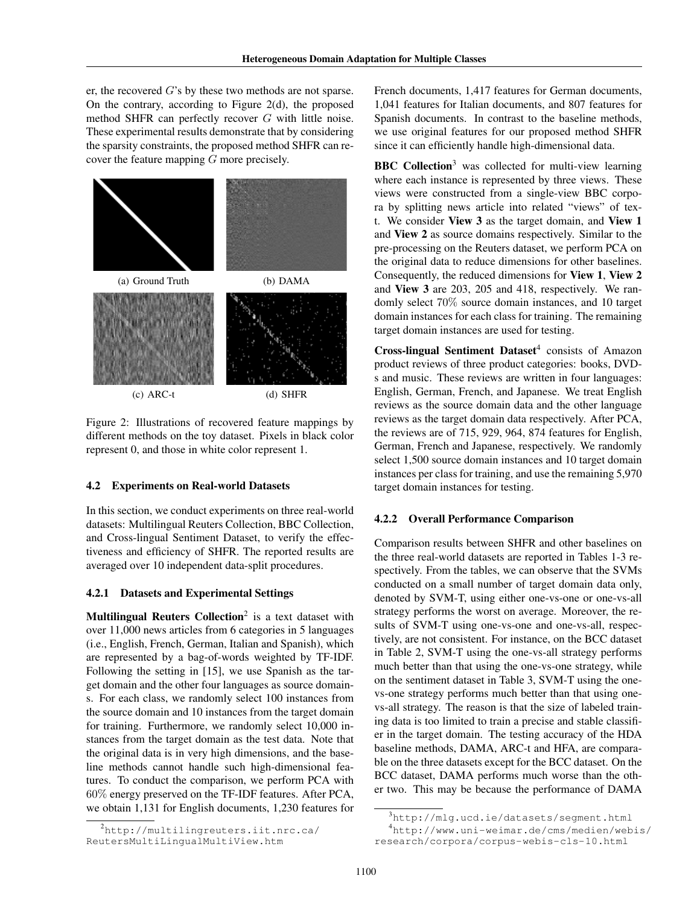er, the recovered $G$'s by these two methods are not sparse. On the contrary, according to Figure 2(d), the proposed method SHFR can perfectly recover $G$ with little noise. These experimental results demonstrate that by considering the sparsity constraints, the proposed method SHFR can recover the feature mapping $G$ more precisely.

(a) Ground Truth

(b) DAMA

(c) ARC-t

(d) SHFR

Figure 2: Illustrations of recovered feature mappings by different methods on the toy dataset. Pixels in black color represent 0, and those in white color represent 1.

### 4.2 Experiments on Real-world Datasets

In this section, we conduct experiments on three real-world datasets: Multilingual Reuters Collection, BBC Collection, and Cross-lingual Sentiment Dataset, to verify the effectiveness and efficiency of SHFR. The reported results are averaged over 10 independent data-split procedures.

#### 4.2.1 Datasets and Experimental Settings

**Multilingual Reuters Collection**[2] is a text dataset with over 11,000 news articles from 6 categories in 5 languages (i.e., English, French, German, Italian and Spanish), which are represented by a bag-of-words weighted by TF-IDF. Following the setting in [15], we use Spanish as the target domain and the other four languages as source domains. For each class, we randomly select 100 instances from the source domain and 10 instances from the target domain for training. Furthermore, we randomly select 10,000 instances from the target domain as the test data. Note that the original data is in very high dimensions, and the baseline methods cannot handle such high-dimensional features. To conduct the comparison, we perform PCA with $60\%$ energy preserved on the TF-IDF features. After PCA, we obtain 1,131 for English documents, 1,230 features for French documents, 1,417 features for German documents, 1,041 features for Italian documents, and 807 features for Spanish documents. In contrast to the baseline methods, we use original features for our proposed method SHFR since it can efficiently handle high-dimensional data.

**BBC Collection**[3] was collected for multi-view learning where each instance is represented by three views. These views were constructed from a single-view BBC corpora by splitting news article into related "views" of text. We consider **View 3** as the target domain, and **View 1** and **View 2** as source domains respectively. Similar to the pre-processing on the Reuters dataset, we perform PCA on the original data to reduce dimensions for other baselines. Consequently, the reduced dimensions for **View 1**, **View 2** and **View 3** are 203, 205 and 418, respectively. We randomly select $70\%$ source domain instances, and 10 target domain instances for each class for training. The remaining target domain instances are used for testing.

**Cross-lingual Sentiment Dataset**[4] consists of Amazon product reviews of three product categories: books, DVDs and music. These reviews are written in four languages: English, German, French, and Japanese. We treat English reviews as the source domain data and the other language reviews as the target domain data respectively. After PCA, the reviews are of 715, 929, 964, 874 features for English, German, French and Japanese, respectively. We randomly select 1,500 source domain instances and 10 target domain instances per class for training, and use the remaining 5,970 target domain instances for testing.

#### 4.2.2 Overall Performance Comparison

Comparison results between SHFR and other baselines on the three real-world datasets are reported in Tables 1-3 respectively. From the tables, we can observe that the SVMs conducted on a small number of target domain data only, denoted by SVM-T, using either one-vs-one or one-vs-all strategy performs the worst on average. Moreover, the results of SVM-T using one-vs-one and one-vs-all, respectively, are not consistent. For instance, on the BCC dataset in Table 2, SVM-T using the one-vs-all strategy performs much better than that using the one-vs-one strategy, while on the sentiment dataset in Table 3, SVM-T using the one-vs-one strategy performs much better than that using one-vs-all strategy. The reason is that the size of labeled training data is too limited to train a precise and stable classifier in the target domain. The testing accuracy of the HDA baseline methods, DAMA, ARC-t and HFA, are comparable on the three datasets except for the BCC dataset. On the BCC dataset, DAMA performs much worse than the other two. This may be because the performance of DAMA

[2] http://multilingreuters.iit.nrc.ca/ReutersMultiLingualMultiView.htm

[3] http://mlg.ucd.ie/datasets/segment.html

[4] http://www.uni-weimar.de/cms/medien/webis/research/corpora/corpus-webis-cls-10.html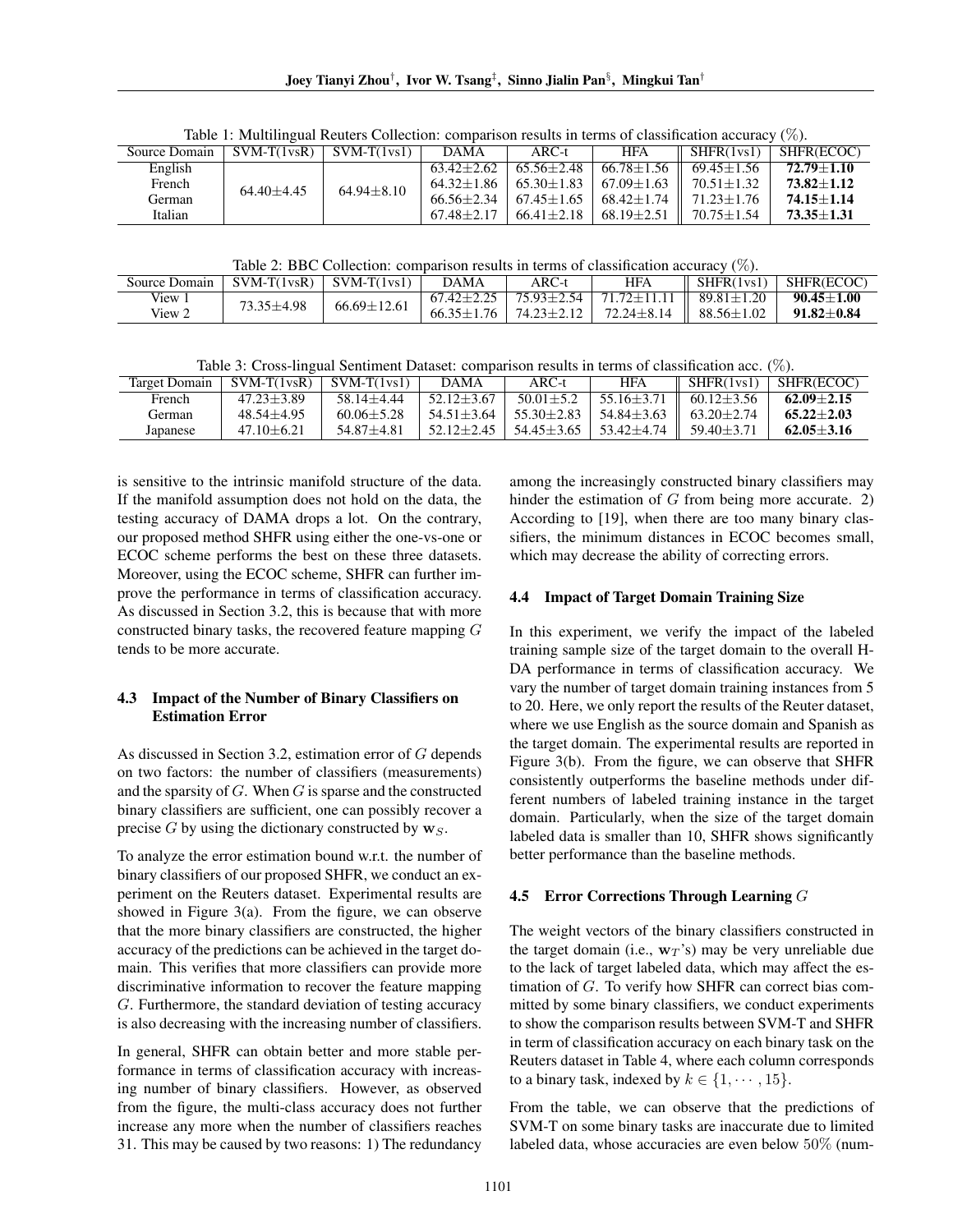Table 1: Multilingual Reuters Collection: comparison results in terms of classification accuracy (%).

| Source Domain | SVM-T(1vsR) | SVM-T(1vs1) | DAMA | ARC-t | HFA | SHFR(1vs1) | SHFR(ECOC) |
|---|---|---|---|---|---|---|---|
| English | 64.40±4.45 | 64.94±8.10 | 63.42±2.62 | 65.56±2.48 | 66.78±1.56 | 69.45±1.56 | **72.79±1.10** |
| French | | | 64.32±1.86 | 65.30±1.83 | 67.09±1.63 | 70.51±1.32 | **73.82±1.12** |
| German | | | 66.56±2.34 | 67.45±1.65 | 68.42±1.74 | 71.23±1.76 | **74.15±1.14** |
| Italian | | | 67.48±2.17 | 66.41±2.18 | 68.19±2.51 | 70.75±1.54 | **73.35±1.31** |

Table 2: BBC Collection: comparison results in terms of classification accuracy (%).

| Source Domain | SVM-T(1vsR) | SVM-T(1vs1) | DAMA | ARC-t | HFA | SHFR(1vs1) | SHFR(ECOC) |
|---|---|---|---|---|---|---|---|
| View 1 | 73.35±4.98 | 66.69±12.61 | 67.42±2.25 | 75.93±2.54 | 71.72±11.11 | 89.81±1.20 | **90.45±1.00** |
| View 2 | | | 66.35±1.76 | 74.23±2.12 | 72.24±8.14 | 88.56±1.02 | **91.82±0.84** |

Table 3: Cross-lingual Sentiment Dataset: comparison results in terms of classification acc. (%).

| Target Domain | SVM-T(1vsR) | SVM-T(1vs1) | DAMA | ARC-t | HFA | SHFR(1vs1) | SHFR(ECOC) |
|---|---|---|---|---|---|---|---|
| French | 47.23±3.89 | 58.14±4.44 | 52.12±3.67 | 50.01±5.2 | 55.16±3.71 | 60.12±3.56 | **62.09±2.15** |
| German | 48.54±4.95 | 60.06±5.28 | 54.51±3.64 | 55.30±2.83 | 54.84±3.63 | 63.20±2.74 | **65.22±2.03** |
| Japanese | 47.10±6.21 | 54.87±4.81 | 52.12±2.45 | 54.45±3.65 | 53.42±4.74 | 59.40±3.71 | **62.05±3.16** |

is sensitive to the intrinsic manifold structure of the data. If the manifold assumption does not hold on the data, the testing accuracy of DAMA drops a lot. On the contrary, our proposed method SHFR using either the one-vs-one or ECOC scheme performs the best on these three datasets. Moreover, using the ECOC scheme, SHFR can further improve the performance in terms of classification accuracy. As discussed in Section 3.2, this is because that with more constructed binary tasks, the recovered feature mapping $G$ tends to be more accurate.

### 4.3 Impact of the Number of Binary Classifiers on Estimation Error

As discussed in Section 3.2, estimation error of $G$ depends on two factors: the number of classifiers (measurements) and the sparsity of $G$. When $G$ is sparse and the constructed binary classifiers are sufficient, one can possibly recover a precise $G$ by using the dictionary constructed by $\mathbf{w}_S$.

To analyze the error estimation bound w.r.t. the number of binary classifiers of our proposed SHFR, we conduct an experiment on the Reuters dataset. Experimental results are showed in Figure 3(a). From the figure, we can observe that the more binary classifiers are constructed, the higher accuracy of the predictions can be achieved in the target domain. This verifies that more classifiers can provide more discriminative information to recover the feature mapping $G$. Furthermore, the standard deviation of testing accuracy is also decreasing with the increasing number of classifiers.

In general, SHFR can obtain better and more stable performance in terms of classification accuracy with increasing number of binary classifiers. However, as observed from the figure, the multi-class accuracy does not further increase any more when the number of classifiers reaches 31. This may be caused by two reasons: 1) The redundancy among the increasingly constructed binary classifiers may hinder the estimation of $G$ from being more accurate. 2) According to [19], when there are too many binary classifiers, the minimum distances in ECOC becomes small, which may decrease the ability of correcting errors.

### 4.4 Impact of Target Domain Training Size

In this experiment, we verify the impact of the labeled training sample size of the target domain to the overall HDA performance in terms of classification accuracy. We vary the number of target domain training instances from 5 to 20. Here, we only report the results of the Reuter dataset, where we use English as the source domain and Spanish as the target domain. The experimental results are reported in Figure 3(b). From the figure, we can observe that SHFR consistently outperforms the baseline methods under different numbers of labeled training instance in the target domain. Particularly, when the size of the target domain labeled data is smaller than 10, SHFR shows significantly better performance than the baseline methods.

### 4.5 Error Corrections Through Learning $G$

The weight vectors of the binary classifiers constructed in the target domain (i.e., $\mathbf{w}_T$'s) may be very unreliable due to the lack of target labeled data, which may affect the estimation of $G$. To verify how SHFR can correct bias committed by some binary classifiers, we conduct experiments to show the comparison results between SVM-T and SHFR in term of classification accuracy on each binary task on the Reuters dataset in Table 4, where each column corresponds to a binary task, indexed by $k \in \{1, \cdots, 15\}$.

From the table, we can observe that the predictions of SVM-T on some binary tasks are inaccurate due to limited labeled data, whose accuracies are even below $50\%$ (num-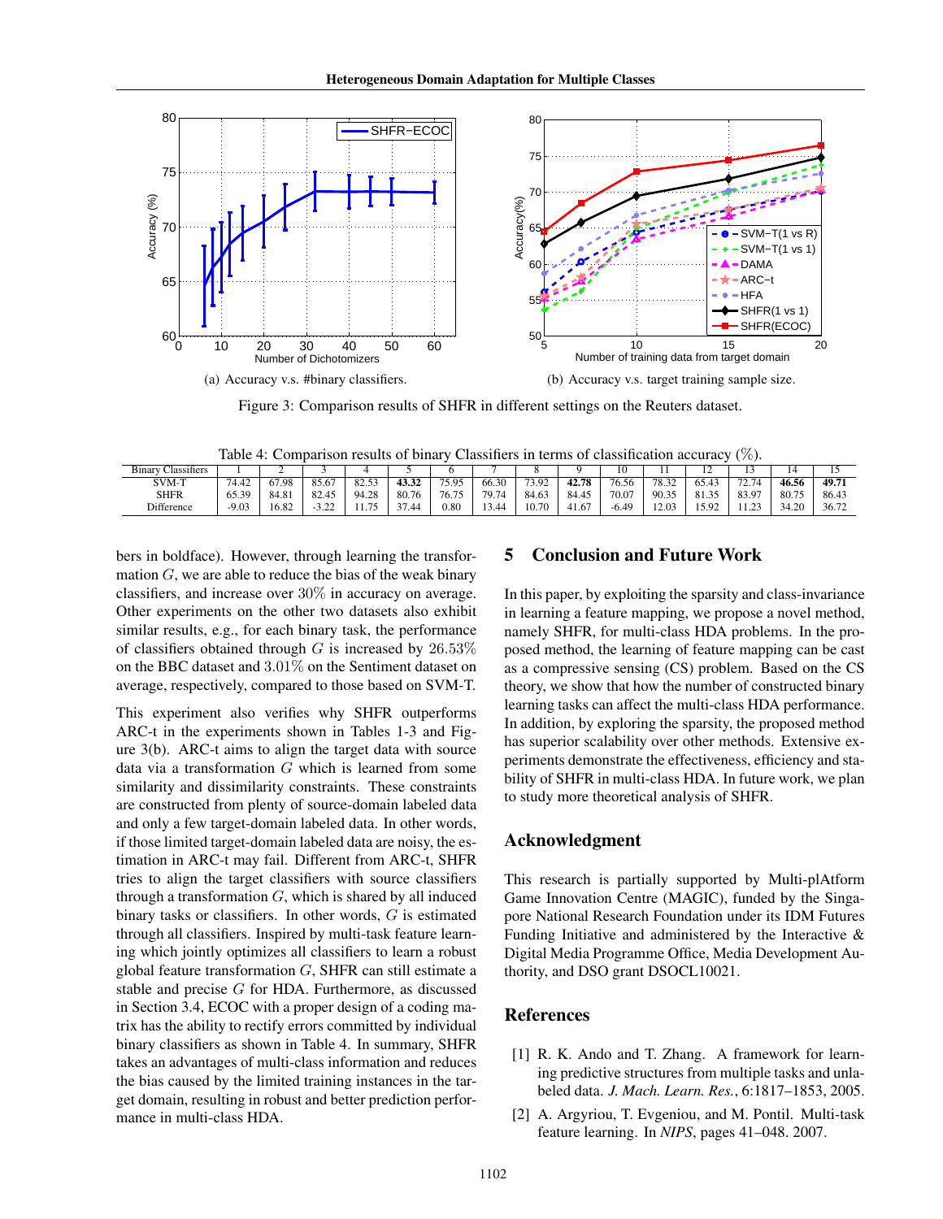(a) Accuracy v.s. #binary classifiers.

(b) Accuracy v.s. target training sample size.

Figure 3: Comparison results of SHFR in different settings on the Reuters dataset.

Table 4: Comparison results of binary Classifiers in terms of classification accuracy (%).

| Binary Classifiers | 1 | 2 | 3 | 4 | 5 | 6 | 7 | 8 | 9 | 10 | 11 | 12 | 13 | 14 | 15 |
|---|---|---|---|---|---|---|---|---|---|---|---|---|---|---|---|
| SVM-T | 74.42 | 67.98 | 85.67 | 82.53 | **43.32** | 75.95 | 66.30 | 73.92 | **42.78** | 76.56 | 78.32 | 65.43 | 72.74 | **46.56** | **49.71** |
| SHFR | 65.39 | 84.81 | 82.45 | 94.28 | 80.76 | 76.75 | 79.74 | 84.63 | 84.45 | 70.07 | 90.35 | 81.35 | 83.97 | 80.75 | 86.43 |
| Difference | -9.03 | 16.82 | -3.22 | 11.75 | 37.44 | 0.80 | 13.44 | 10.70 | 41.67 | -6.49 | 12.03 | 15.92 | 11.23 | 34.20 | 36.72 |

bers in boldface). However, through learning the transformation $G$, we are able to reduce the bias of the weak binary classifiers, and increase over $30\%$ in accuracy on average. Other experiments on the other two datasets also exhibit similar results, e.g., for each binary task, the performance of classifiers obtained through $G$ is increased by $26.53\%$ on the BBC dataset and $3.01\%$ on the Sentiment dataset on average, respectively, compared to those based on SVM-T.

This experiment also verifies why SHFR outperforms ARC-t in the experiments shown in Tables 1-3 and Figure 3(b). ARC-t aims to align the target data with source data via a transformation $G$ which is learned from some similarity and dissimilarity constraints. These constraints are constructed from plenty of source-domain labeled data and only a few target-domain labeled data. In other words, if those limited target-domain labeled data are noisy, the estimation in ARC-t may fail. Different from ARC-t, SHFR tries to align the target classifiers with source classifiers through a transformation $G$, which is shared by all induced binary tasks or classifiers. In other words, $G$ is estimated through all classifiers. Inspired by multi-task feature learning which jointly optimizes all classifiers to learn a robust global feature transformation $G$, SHFR can still estimate a stable and precise $G$ for HDA. Furthermore, as discussed in Section 3.4, ECOC with a proper design of a coding matrix has the ability to rectify errors committed by individual binary classifiers as shown in Table 4. In summary, SHFR takes an advantages of multi-class information and reduces the bias caused by the limited training instances in the target domain, resulting in robust and better prediction performance in multi-class HDA.

## 5 Conclusion and Future Work

In this paper, by exploiting the sparsity and class-invariance in learning a feature mapping, we propose a novel method, namely SHFR, for multi-class HDA problems. In the proposed method, the learning of feature mapping can be cast as a compressive sensing (CS) problem. Based on the CS theory, we show that how the number of constructed binary learning tasks can affect the multi-class HDA performance. In addition, by exploring the sparsity, the proposed method has superior scalability over other methods. Extensive experiments demonstrate the effectiveness, efficiency and stability of SHFR in multi-class HDA. In future work, we plan to study more theoretical analysis of SHFR.

## Acknowledgment

This research is partially supported by Multi-plAtform Game Innovation Centre (MAGIC), funded by the Singapore National Research Foundation under its IDM Futures Funding Initiative and administered by the Interactive & Digital Media Programme Office, Media Development Authority, and DSO grant DSOCL10021.

## References

[1] R. K. Ando and T. Zhang. A framework for learning predictive structures from multiple tasks and unlabeled data. *J. Mach. Learn. Res.*, 6:1817–1853, 2005.

[2] A. Argyriou, T. Evgeniou, and M. Pontil. Multi-task feature learning. In *NIPS*, pages 41–048. 2007.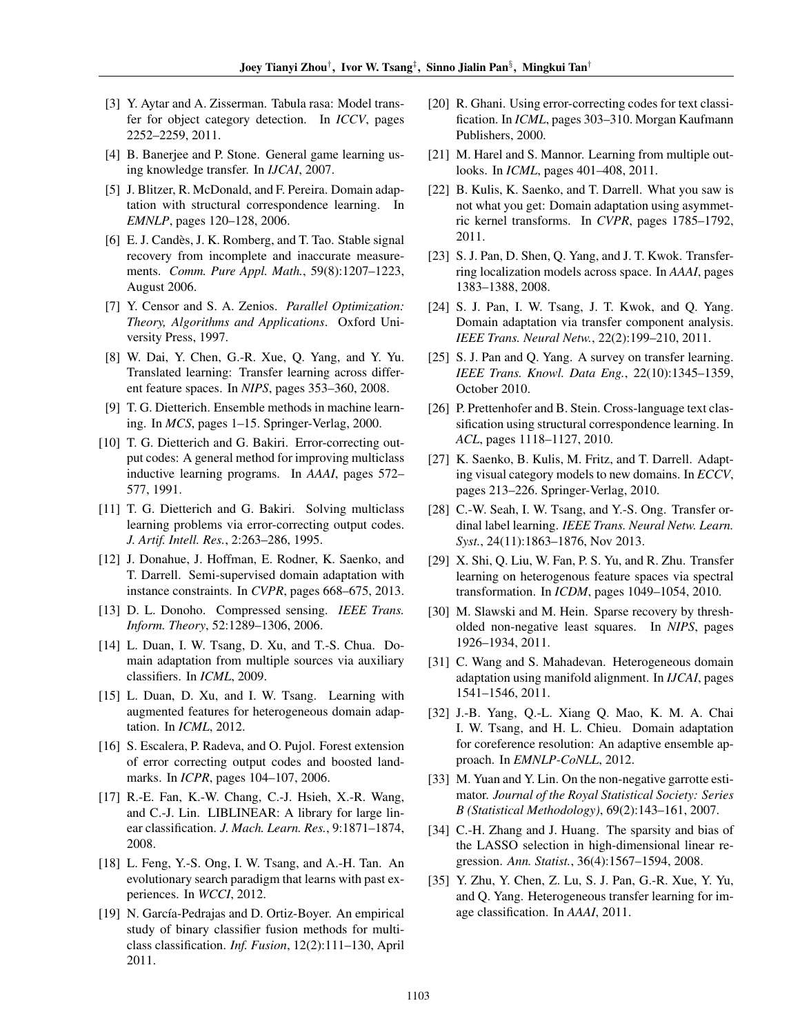[3] Y. Aytar and A. Zisserman. Tabula rasa: Model transfer for object category detection. In *ICCV*, pages 2252–2259, 2011.

[4] B. Banerjee and P. Stone. General game learning using knowledge transfer. In *IJCAI*, 2007.

[5] J. Blitzer, R. McDonald, and F. Pereira. Domain adaptation with structural correspondence learning. In *EMNLP*, pages 120–128, 2006.

[6] E. J. Candès, J. K. Romberg, and T. Tao. Stable signal recovery from incomplete and inaccurate measurements. *Comm. Pure Appl. Math.*, 59(8):1207–1223, August 2006.

[7] Y. Censor and S. A. Zenios. *Parallel Optimization: Theory, Algorithms and Applications*. Oxford University Press, 1997.

[8] W. Dai, Y. Chen, G.-R. Xue, Q. Yang, and Y. Yu. Translated learning: Transfer learning across different feature spaces. In *NIPS*, pages 353–360, 2008.

[9] T. G. Dietterich. Ensemble methods in machine learning. In *MCS*, pages 1–15. Springer-Verlag, 2000.

[10] T. G. Dietterich and G. Bakiri. Error-correcting output codes: A general method for improving multiclass inductive learning programs. In *AAAI*, pages 572–577, 1991.

[11] T. G. Dietterich and G. Bakiri. Solving multiclass learning problems via error-correcting output codes. *J. Artif. Intell. Res.*, 2:263–286, 1995.

[12] J. Donahue, J. Hoffman, E. Rodner, K. Saenko, and T. Darrell. Semi-supervised domain adaptation with instance constraints. In *CVPR*, pages 668–675, 2013.

[13] D. L. Donoho. Compressed sensing. *IEEE Trans. Inform. Theory*, 52:1289–1306, 2006.

[14] L. Duan, I. W. Tsang, D. Xu, and T.-S. Chua. Domain adaptation from multiple sources via auxiliary classifiers. In *ICML*, 2009.

[15] L. Duan, D. Xu, and I. W. Tsang. Learning with augmented features for heterogeneous domain adaptation. In *ICML*, 2012.

[16] S. Escalera, P. Radeva, and O. Pujol. Forest extension of error correcting output codes and boosted landmarks. In *ICPR*, pages 104–107, 2006.

[17] R.-E. Fan, K.-W. Chang, C.-J. Hsieh, X.-R. Wang, and C.-J. Lin. LIBLINEAR: A library for large linear classification. *J. Mach. Learn. Res.*, 9:1871–1874, 2008.

[18] L. Feng, Y.-S. Ong, I. W. Tsang, and A.-H. Tan. An evolutionary search paradigm that learns with past experiences. In *WCCI*, 2012.

[19] N. García-Pedrajas and D. Ortiz-Boyer. An empirical study of binary classifier fusion methods for multiclass classification. *Inf. Fusion*, 12(2):111–130, April 2011.

[20] R. Ghani. Using error-correcting codes for text classification. In *ICML*, pages 303–310. Morgan Kaufmann Publishers, 2000.

[21] M. Harel and S. Mannor. Learning from multiple outlooks. In *ICML*, pages 401–408, 2011.

[22] B. Kulis, K. Saenko, and T. Darrell. What you saw is not what you get: Domain adaptation using asymmetric kernel transforms. In *CVPR*, pages 1785–1792, 2011.

[23] S. J. Pan, D. Shen, Q. Yang, and J. T. Kwok. Transferring localization models across space. In *AAAI*, pages 1383–1388, 2008.

[24] S. J. Pan, I. W. Tsang, J. T. Kwok, and Q. Yang. Domain adaptation via transfer component analysis. *IEEE Trans. Neural Netw.*, 22(2):199–210, 2011.

[25] S. J. Pan and Q. Yang. A survey on transfer learning. *IEEE Trans. Knowl. Data Eng.*, 22(10):1345–1359, October 2010.

[26] P. Prettenhofer and B. Stein. Cross-language text classification using structural correspondence learning. In *ACL*, pages 1118–1127, 2010.

[27] K. Saenko, B. Kulis, M. Fritz, and T. Darrell. Adapting visual category models to new domains. In *ECCV*, pages 213–226. Springer-Verlag, 2010.

[28] C.-W. Seah, I. W. Tsang, and Y.-S. Ong. Transfer ordinal label learning. *IEEE Trans. Neural Netw. Learn. Syst.*, 24(11):1863–1876, Nov 2013.

[29] X. Shi, Q. Liu, W. Fan, P. S. Yu, and R. Zhu. Transfer learning on heterogenous feature spaces via spectral transformation. In *ICDM*, pages 1049–1054, 2010.

[30] M. Slawski and M. Hein. Sparse recovery by thresholded non-negative least squares. In *NIPS*, pages 1926–1934, 2011.

[31] C. Wang and S. Mahadevan. Heterogeneous domain adaptation using manifold alignment. In *IJCAI*, pages 1541–1546, 2011.

[32] J.-B. Yang, Q.-L. Xiang Q. Mao, K. M. A. Chai I. W. Tsang, and H. L. Chieu. Domain adaptation for coreference resolution: An adaptive ensemble approach. In *EMNLP-CoNLL*, 2012.

[33] M. Yuan and Y. Lin. On the non-negative garrotte estimator. *Journal of the Royal Statistical Society: Series B (Statistical Methodology)*, 69(2):143–161, 2007.

[34] C.-H. Zhang and J. Huang. The sparsity and bias of the LASSO selection in high-dimensional linear regression. *Ann. Statist.*, 36(4):1567–1594, 2008.

[35] Y. Zhu, Y. Chen, Z. Lu, S. J. Pan, G.-R. Xue, Y. Yu, and Q. Yang. Heterogeneous transfer learning for image classification. In *AAAI*, 2011.